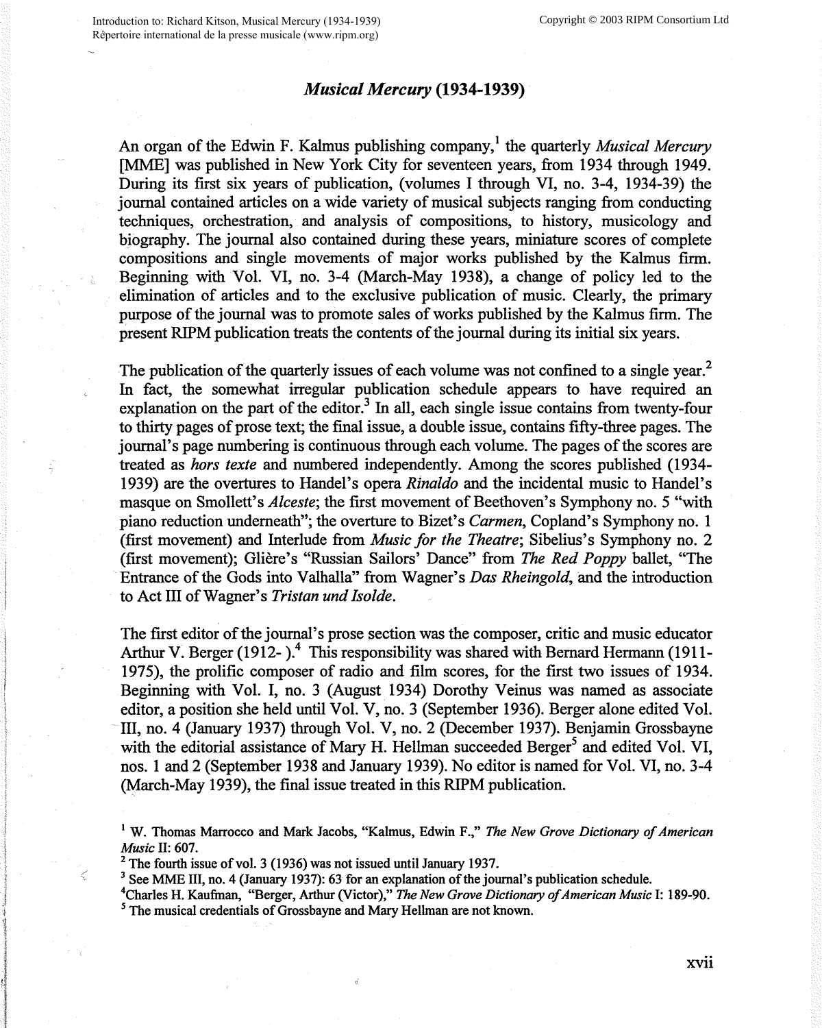# *Musical Mercury* (1934-1939)

An organ of the Edwin F. Kalmus publishing company,[1] the quarterly *Musical Mercury* [MME] was published in New York City for seventeen years, from 1934 through 1949. During its first six years of publication, (volumes I through VI, no. 3-4, 1934-39) the journal contained articles on a wide variety of musical subjects ranging from conducting techniques, orchestration, and analysis of compositions, to history, musicology and biography. The journal also contained during these years, miniature scores of complete compositions and single movements of major works published by the Kalmus firm. Beginning with Vol. VI, no. 3-4 (March-May 1938), a change of policy led to the elimination of articles and to the exclusive publication of music. Clearly, the primary purpose of the journal was to promote sales of works published by the Kalmus firm. The present RIPM publication treats the contents of the journal during its initial six years.

The publication of the quarterly issues of each volume was not confined to a single year.[2] In fact, the somewhat irregular publication schedule appears to have required an explanation on the part of the editor.[3] In all, each single issue contains from twenty-four to thirty pages of prose text; the final issue, a double issue, contains fifty-three pages. The journal's page numbering is continuous through each volume. The pages of the scores are treated as *hors texte* and numbered independently. Among the scores published (1934-1939) are the overtures to Handel's opera *Rinaldo* and the incidental music to Handel's masque on Smollett's *Alceste*; the first movement of Beethoven's Symphony no. 5 "with piano reduction underneath"; the overture to Bizet's *Carmen*, Copland's Symphony no. 1 (first movement) and Interlude from *Music for the Theatre*; Sibelius's Symphony no. 2 (first movement); Glière's "Russian Sailors' Dance" from *The Red Poppy* ballet, "The Entrance of the Gods into Valhalla" from Wagner's *Das Rheingold*, and the introduction to Act III of Wagner's *Tristan und Isolde*.

The first editor of the journal's prose section was the composer, critic and music educator Arthur V. Berger (1912- ).[4] This responsibility was shared with Bernard Hermann (1911-1975), the prolific composer of radio and film scores, for the first two issues of 1934. Beginning with Vol. I, no. 3 (August 1934) Dorothy Veinus was named as associate editor, a position she held until Vol. V, no. 3 (September 1936). Berger alone edited Vol. III, no. 4 (January 1937) through Vol. V, no. 2 (December 1937). Benjamin Grossbayne with the editorial assistance of Mary H. Hellman succeeded Berger[5] and edited Vol. VI, nos. 1 and 2 (September 1938 and January 1939). No editor is named for Vol. VI, no. 3-4 (March-May 1939), the final issue treated in this RIPM publication.

[1] W. Thomas Marrocco and Mark Jacobs, "Kalmus, Edwin F.," *The New Grove Dictionary of American Music* II: 607.

[2] The fourth issue of vol. 3 (1936) was not issued until January 1937.

[3] See MME III, no. 4 (January 1937): 63 for an explanation of the journal's publication schedule.

[4] Charles H. Kaufman, "Berger, Arthur (Victor)," *The New Grove Dictionary of American Music* I: 189-90.

[5] The musical credentials of Grossbayne and Mary Hellman are not known.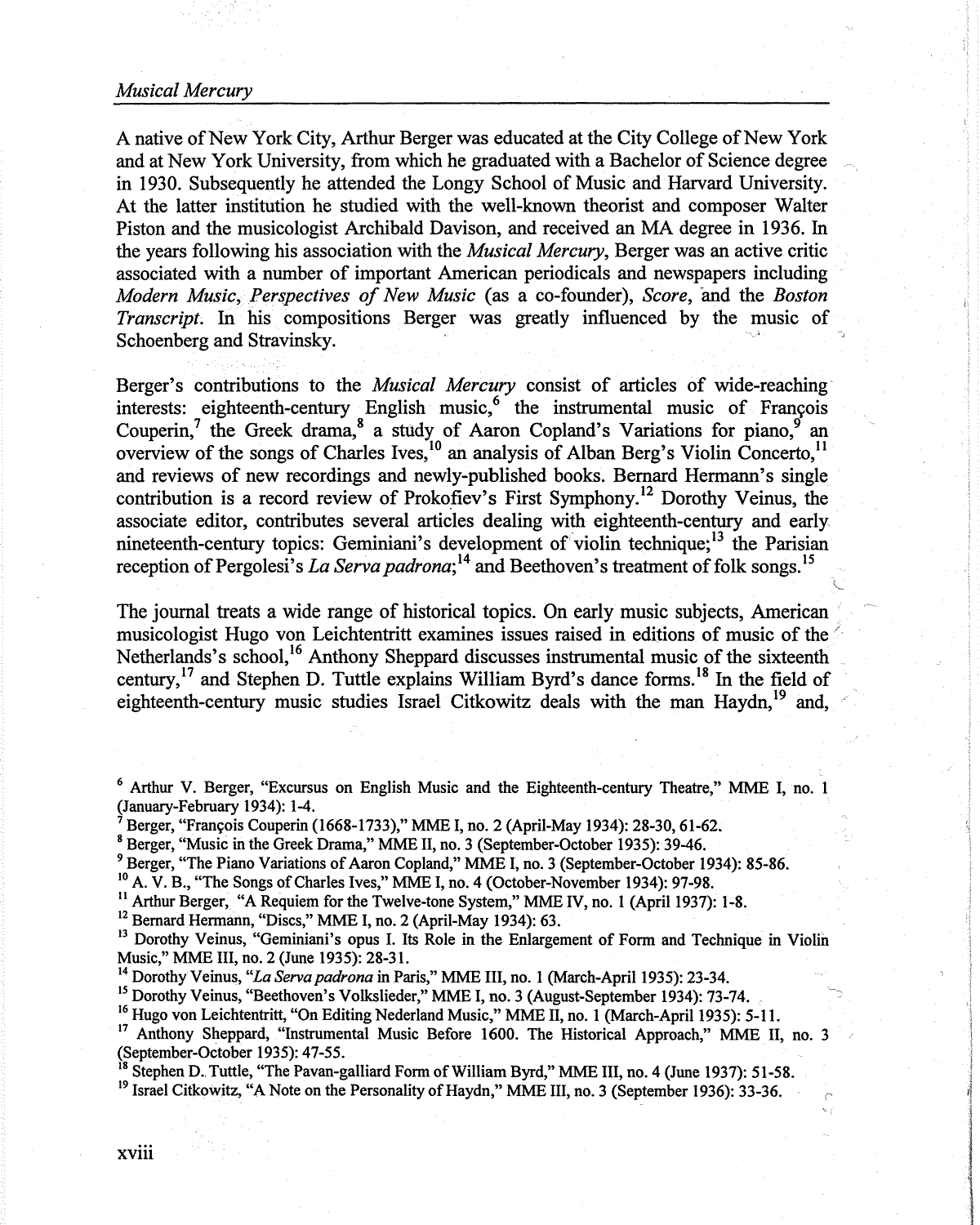A native of New York City, Arthur Berger was educated at the City College of New York and at New York University, from which he graduated with a Bachelor of Science degree in 1930. Subsequently he attended the Longy School of Music and Harvard University. At the latter institution he studied with the well-known theorist and composer Walter Piston and the musicologist Archibald Davison, and received an MA degree in 1936. In the years following his association with the *Musical Mercury*, Berger was an active critic associated with a number of important American periodicals and newspapers including *Modern Music*, *Perspectives of New Music* (as a co-founder), *Score*, and the *Boston Transcript*. In his compositions Berger was greatly influenced by the music of Schoenberg and Stravinsky.

Berger's contributions to the *Musical Mercury* consist of articles of wide-reaching interests: eighteenth-century English music,[6] the instrumental music of François Couperin,[7] the Greek drama,[8] a study of Aaron Copland's Variations for piano,[9] an overview of the songs of Charles Ives,[10] an analysis of Alban Berg's Violin Concerto,[11] and reviews of new recordings and newly-published books. Bernard Hermann's single contribution is a record review of Prokofiev's First Symphony.[12] Dorothy Veinus, the associate editor, contributes several articles dealing with eighteenth-century and early nineteenth-century topics: Geminiani's development of violin technique;[13] the Parisian reception of Pergolesi's *La Serva padrona*;[14] and Beethoven's treatment of folk songs.[15]

The journal treats a wide range of historical topics. On early music subjects, American musicologist Hugo von Leichtentritt examines issues raised in editions of music of the Netherlands's school,[16] Anthony Sheppard discusses instrumental music of the sixteenth century,[17] and Stephen D. Tuttle explains William Byrd's dance forms.[18] In the field of eighteenth-century music studies Israel Citkowitz deals with the man Haydn,[19] and,

[6] Arthur V. Berger, "Excursus on English Music and the Eighteenth-century Theatre," MME I, no. 1 (January-February 1934): 1-4.

[7] Berger, "François Couperin (1668-1733)," MME I, no. 2 (April-May 1934): 28-30, 61-62.

[8] Berger, "Music in the Greek Drama," MME II, no. 3 (September-October 1935): 39-46.

[9] Berger, "The Piano Variations of Aaron Copland," MME I, no. 3 (September-October 1934): 85-86.

[10] A. V. B., "The Songs of Charles Ives," MME I, no. 4 (October-November 1934): 97-98.

[11] Arthur Berger, "A Requiem for the Twelve-tone System," MME IV, no. 1 (April 1937): 1-8.

[12] Bernard Hermann, "Discs," MME I, no. 2 (April-May 1934): 63.

[13] Dorothy Veinus, "Geminiani's opus I. Its Role in the Enlargement of Form and Technique in Violin Music," MME III, no. 2 (June 1935): 28-31.

[14] Dorothy Veinus, "*La Serva padrona* in Paris," MME III, no. 1 (March-April 1935): 23-34.

[15] Dorothy Veinus, "Beethoven's Volkslieder," MME I, no. 3 (August-September 1934): 73-74.

[16] Hugo von Leichtentritt, "On Editing Nederland Music," MME II, no. 1 (March-April 1935): 5-11.

[17] Anthony Sheppard, "Instrumental Music Before 1600. The Historical Approach," MME II, no. 3 (September-October 1935): 47-55.

[18] Stephen D. Tuttle, "The Pavan-galliard Form of William Byrd," MME III, no. 4 (June 1937): 51-58.

[19] Israel Citkowitz, "A Note on the Personality of Haydn," MME III, no. 3 (September 1936): 33-36.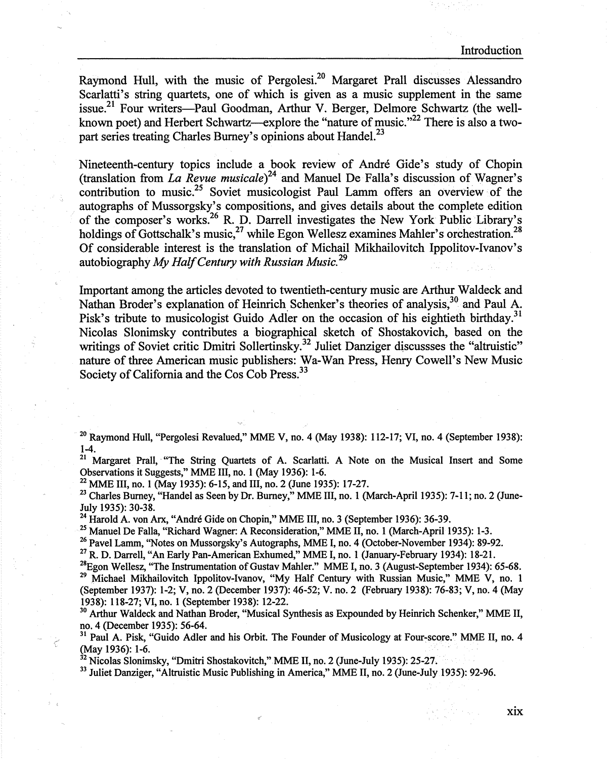Raymond Hull, with the music of Pergolesi.[20] Margaret Prall discusses Alessandro Scarlatti's string quartets, one of which is given as a music supplement in the same issue.[21] Four writers—Paul Goodman, Arthur V. Berger, Delmore Schwartz (the well-known poet) and Herbert Schwartz—explore the "nature of music."[22] There is also a two-part series treating Charles Burney's opinions about Handel.[23]

Nineteenth-century topics include a book review of André Gide's study of Chopin (translation from *La Revue musicale*)[24] and Manuel De Falla's discussion of Wagner's contribution to music.[25] Soviet musicologist Paul Lamm offers an overview of the autographs of Mussorgsky's compositions, and gives details about the complete edition of the composer's works.[26] R. D. Darrell investigates the New York Public Library's holdings of Gottschalk's music,[27] while Egon Wellesz examines Mahler's orchestration.[28] Of considerable interest is the translation of Michail Mikhailovitch Ippolitov-Ivanov's autobiography *My Half Century with Russian Music.*[29]

Important among the articles devoted to twentieth-century music are Arthur Waldeck and Nathan Broder's explanation of Heinrich Schenker's theories of analysis,[30] and Paul A. Pisk's tribute to musicologist Guido Adler on the occasion of his eightieth birthday.[31] Nicolas Slonimsky contributes a biographical sketch of Shostakovich, based on the writings of Soviet critic Dmitri Sollertinsky.[32] Juliet Danziger discussses the "altruistic" nature of three American music publishers: Wa-Wan Press, Henry Cowell's New Music Society of California and the Cos Cob Press.[33]

---

[20] Raymond Hull, "Pergolesi Revalued," MME V, no. 4 (May 1938): 112-17; VI, no. 4 (September 1938): 1-4.

[21] Margaret Prall, "The String Quartets of A. Scarlatti. A Note on the Musical Insert and Some Observations it Suggests," MME III, no. 1 (May 1936): 1-6.

[22] MME III, no. 1 (May 1935): 6-15, and III, no. 2 (June 1935): 17-27.

[23] Charles Burney, "Handel as Seen by Dr. Burney," MME III, no. 1 (March-April 1935): 7-11; no. 2 (June-July 1935): 30-38.

[24] Harold A. von Arx, "André Gide on Chopin," MME III, no. 3 (September 1936): 36-39.

[25] Manuel De Falla, "Richard Wagner: A Reconsideration," MME II, no. 1 (March-April 1935): 1-3.

[26] Pavel Lamm, "Notes on Mussorgsky's Autographs, MME I, no. 4 (October-November 1934): 89-92.

[27] R. D. Darrell, "An Early Pan-American Exhumed," MME I, no. 1 (January-February 1934): 18-21.

[28] Egon Wellesz, "The Instrumentation of Gustav Mahler." MME I, no. 3 (August-September 1934): 65-68.

[29] Michael Mikhailovitch Ippolitov-Ivanov, "My Half Century with Russian Music," MME V, no. 1 (September 1937): 1-2; V, no. 2 (December 1937): 46-52; V. no. 2 (February 1938): 76-83; V, no. 4 (May 1938): 118-27; VI, no. 1 (September 1938): 12-22.

[30] Arthur Waldeck and Nathan Broder, "Musical Synthesis as Expounded by Heinrich Schenker," MME II, no. 4 (December 1935): 56-64.

[31] Paul A. Pisk, "Guido Adler and his Orbit. The Founder of Musicology at Four-score." MME II, no. 4 (May 1936): 1-6.

[32] Nicolas Slonimsky, "Dmitri Shostakovitch," MME II, no. 2 (June-July 1935): 25-27.

[33] Juliet Danziger, "Altruistic Music Publishing in America," MME II, no. 2 (June-July 1935): 92-96.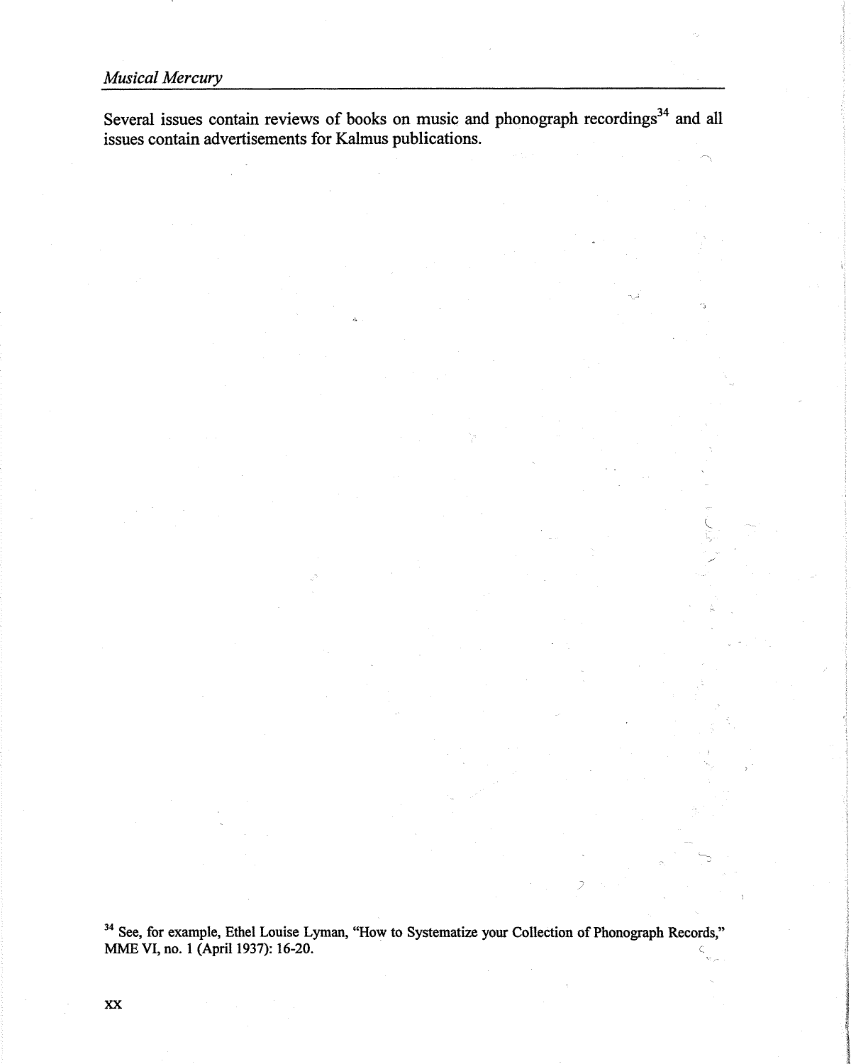Several issues contain reviews of books on music and phonograph recordings[34] and all issues contain advertisements for Kalmus publications.

[34] See, for example, Ethel Louise Lyman, "How to Systematize your Collection of Phonograph Records," MME VI, no. 1 (April 1937): 16-20.